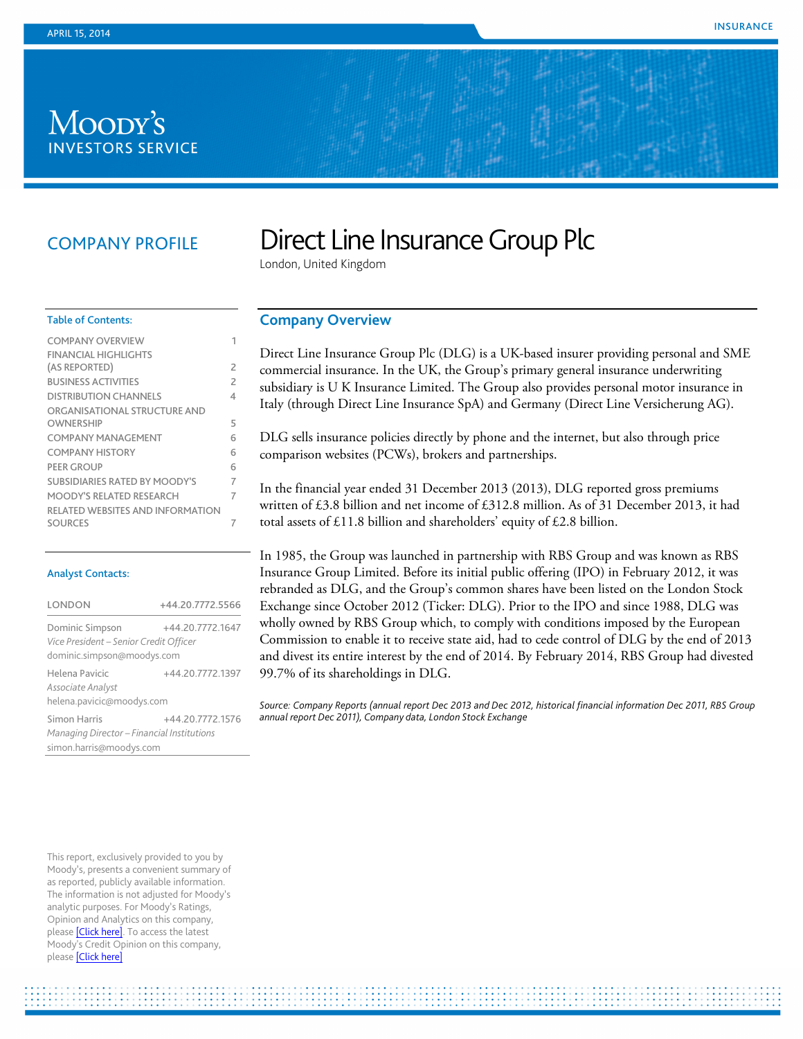APRIL 15, 2014

INSURANCE

MOODY'S INVESTORS SERVICE

COMPANY PROFILE

# Direct Line Insurance Group Plc

London, United Kingdom

**Table of Contents:**

| | |
|---|---|
| COMPANY OVERVIEW | 1 |
| FINANCIAL HIGHLIGHTS (AS REPORTED) | 2 |
| BUSINESS ACTIVITIES | 2 |
| DISTRIBUTION CHANNELS | 4 |
| ORGANISATIONAL STRUCTURE AND OWNERSHIP | 5 |
| COMPANY MANAGEMENT | 6 |
| COMPANY HISTORY | 6 |
| PEER GROUP | 6 |
| SUBSIDIARIES RATED BY MOODY'S | 7 |
| MOODY'S RELATED RESEARCH | 7 |
| RELATED WEBSITES AND INFORMATION SOURCES | 7 |

**Analyst Contacts:**

| LONDON | +44.20.7772.5566 |
|---|---|
| Dominic Simpson *Vice President – Senior Credit Officer* dominic.simpson@moodys.com | +44.20.7772.1647 |
| Helena Pavicic *Associate Analyst* helena.pavicic@moodys.com | +44.20.7772.1397 |
| Simon Harris *Managing Director – Financial Institutions* simon.harris@moodys.com | +44.20.7772.1576 |

This report, exclusively provided to you by Moody's, presents a convenient summary of as reported, publicly available information. The information is not adjusted for Moody's analytic purposes. For Moody's Ratings, Opinion and Analytics on this company, please [Click here]. To access the latest Moody's Credit Opinion on this company, please [Click here]

## Company Overview

Direct Line Insurance Group Plc (DLG) is a UK-based insurer providing personal and SME commercial insurance. In the UK, the Group's primary general insurance underwriting subsidiary is U K Insurance Limited. The Group also provides personal motor insurance in Italy (through Direct Line Insurance SpA) and Germany (Direct Line Versicherung AG).

DLG sells insurance policies directly by phone and the internet, but also through price comparison websites (PCWs), brokers and partnerships.

In the financial year ended 31 December 2013 (2013), DLG reported gross premiums written of £3.8 billion and net income of £312.8 million. As of 31 December 2013, it had total assets of £11.8 billion and shareholders' equity of £2.8 billion.

In 1985, the Group was launched in partnership with RBS Group and was known as RBS Insurance Group Limited. Before its initial public offering (IPO) in February 2012, it was rebranded as DLG, and the Group's common shares have been listed on the London Stock Exchange since October 2012 (Ticker: DLG). Prior to the IPO and since 1988, DLG was wholly owned by RBS Group which, to comply with conditions imposed by the European Commission to enable it to receive state aid, had to cede control of DLG by the end of 2013 and divest its entire interest by the end of 2014. By February 2014, RBS Group had divested 99.7% of its shareholdings in DLG.

*Source: Company Reports (annual report Dec 2013 and Dec 2012, historical financial information Dec 2011, RBS Group annual report Dec 2011), Company data, London Stock Exchange*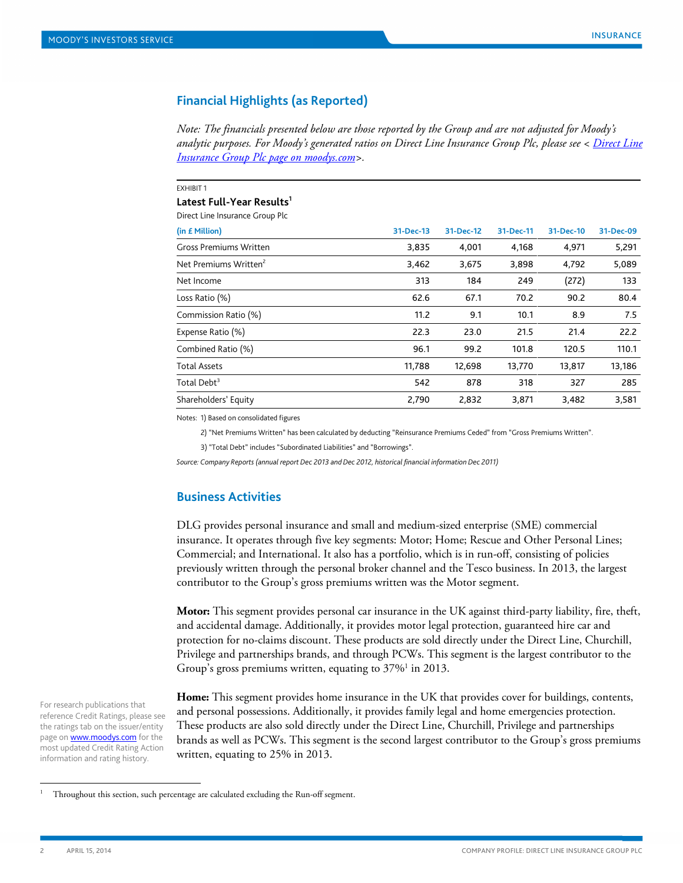## Financial Highlights (as Reported)

*Note: The financials presented below are those reported by the Group and are not adjusted for Moody's analytic purposes. For Moody's generated ratios on Direct Line Insurance Group Plc, please see <* *Direct Line Insurance Group Plc page on moodys.com* *>.*

EXHIBIT 1

**Latest Full-Year Results**[1]

Direct Line Insurance Group Plc

| (in £ Million) | 31-Dec-13 | 31-Dec-12 | 31-Dec-11 | 31-Dec-10 | 31-Dec-09 |
|---|---|---|---|---|---|
| Gross Premiums Written | 3,835 | 4,001 | 4,168 | 4,971 | 5,291 |
| Net Premiums Written[2] | 3,462 | 3,675 | 3,898 | 4,792 | 5,089 |
| Net Income | 313 | 184 | 249 | (272) | 133 |
| Loss Ratio (%) | 62.6 | 67.1 | 70.2 | 90.2 | 80.4 |
| Commission Ratio (%) | 11.2 | 9.1 | 10.1 | 8.9 | 7.5 |
| Expense Ratio (%) | 22.3 | 23.0 | 21.5 | 21.4 | 22.2 |
| Combined Ratio (%) | 96.1 | 99.2 | 101.8 | 120.5 | 110.1 |
| Total Assets | 11,788 | 12,698 | 13,770 | 13,817 | 13,186 |
| Total Debt[3] | 542 | 878 | 318 | 327 | 285 |
| Shareholders' Equity | 2,790 | 2,832 | 3,871 | 3,482 | 3,581 |

Notes: 1) Based on consolidated figures

2) "Net Premiums Written" has been calculated by deducting "Reinsurance Premiums Ceded" from "Gross Premiums Written".

3) "Total Debt" includes "Subordinated Liabilities" and "Borrowings".

*Source: Company Reports (annual report Dec 2013 and Dec 2012, historical financial information Dec 2011)*

## Business Activities

DLG provides personal insurance and small and medium-sized enterprise (SME) commercial insurance. It operates through five key segments: Motor; Home; Rescue and Other Personal Lines; Commercial; and International. It also has a portfolio, which is in run-off, consisting of policies previously written through the personal broker channel and the Tesco business. In 2013, the largest contributor to the Group's gross premiums written was the Motor segment.

**Motor:** This segment provides personal car insurance in the UK against third-party liability, fire, theft, and accidental damage. Additionally, it provides motor legal protection, guaranteed hire car and protection for no-claims discount. These products are sold directly under the Direct Line, Churchill, Privilege and partnerships brands, and through PCWs. This segment is the largest contributor to the Group's gross premiums written, equating to 37%[1] in 2013.

**Home:** This segment provides home insurance in the UK that provides cover for buildings, contents, and personal possessions. Additionally, it provides family legal and home emergencies protection. These products are also sold directly under the Direct Line, Churchill, Privilege and partnerships brands as well as PCWs. This segment is the second largest contributor to the Group's gross premiums written, equating to 25% in 2013.

For research publications that reference Credit Ratings, please see the ratings tab on the issuer/entity page on www.moodys.com for the most updated Credit Rating Action information and rating history.

[1] Throughout this section, such percentage are calculated excluding the Run-off segment.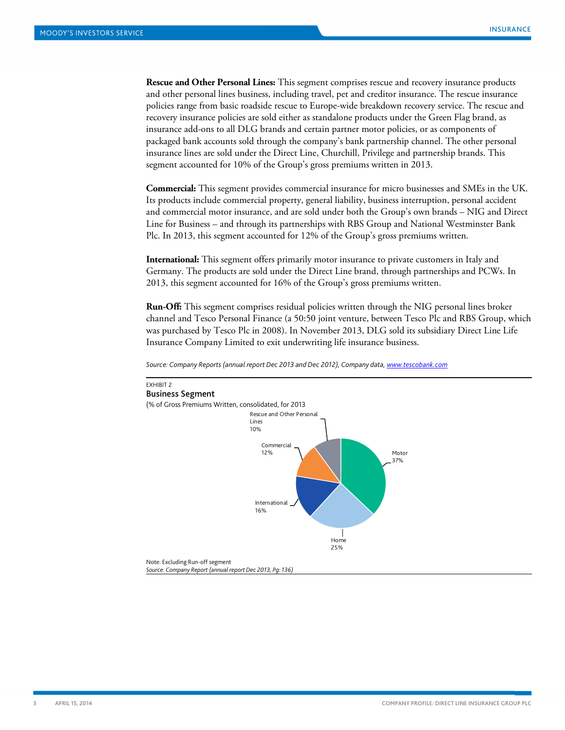**Rescue and Other Personal Lines:** This segment comprises rescue and recovery insurance products and other personal lines business, including travel, pet and creditor insurance. The rescue insurance policies range from basic roadside rescue to Europe-wide breakdown recovery service. The rescue and recovery insurance policies are sold either as standalone products under the Green Flag brand, as insurance add-ons to all DLG brands and certain partner motor policies, or as components of packaged bank accounts sold through the company's bank partnership channel. The other personal insurance lines are sold under the Direct Line, Churchill, Privilege and partnership brands. This segment accounted for 10% of the Group's gross premiums written in 2013.

**Commercial:** This segment provides commercial insurance for micro businesses and SMEs in the UK. Its products include commercial property, general liability, business interruption, personal accident and commercial motor insurance, and are sold under both the Group's own brands – NIG and Direct Line for Business – and through its partnerships with RBS Group and National Westminster Bank Plc. In 2013, this segment accounted for 12% of the Group's gross premiums written.

**International:** This segment offers primarily motor insurance to private customers in Italy and Germany. The products are sold under the Direct Line brand, through partnerships and PCWs. In 2013, this segment accounted for 16% of the Group's gross premiums written.

**Run-Off:** This segment comprises residual policies written through the NIG personal lines broker channel and Tesco Personal Finance (a 50:50 joint venture, between Tesco Plc and RBS Group, which was purchased by Tesco Plc in 2008). In November 2013, DLG sold its subsidiary Direct Line Life Insurance Company Limited to exit underwriting life insurance business.

*Source: Company Reports (annual report Dec 2013 and Dec 2012), Company data, www.tescobank.com*

EXHIBIT 2

**Business Segment**

(% of Gross Premiums Written, consolidated, for 2013

| Segment | % |
|---|---|
| Motor | 37% |
| Home | 25% |
| International | 16% |
| Commercial | 12% |
| Rescue and Other Personal Lines | 10% |

Note: Excluding Run-off segment

*Source: Company Report (annual report Dec 2013, Pg: 136)*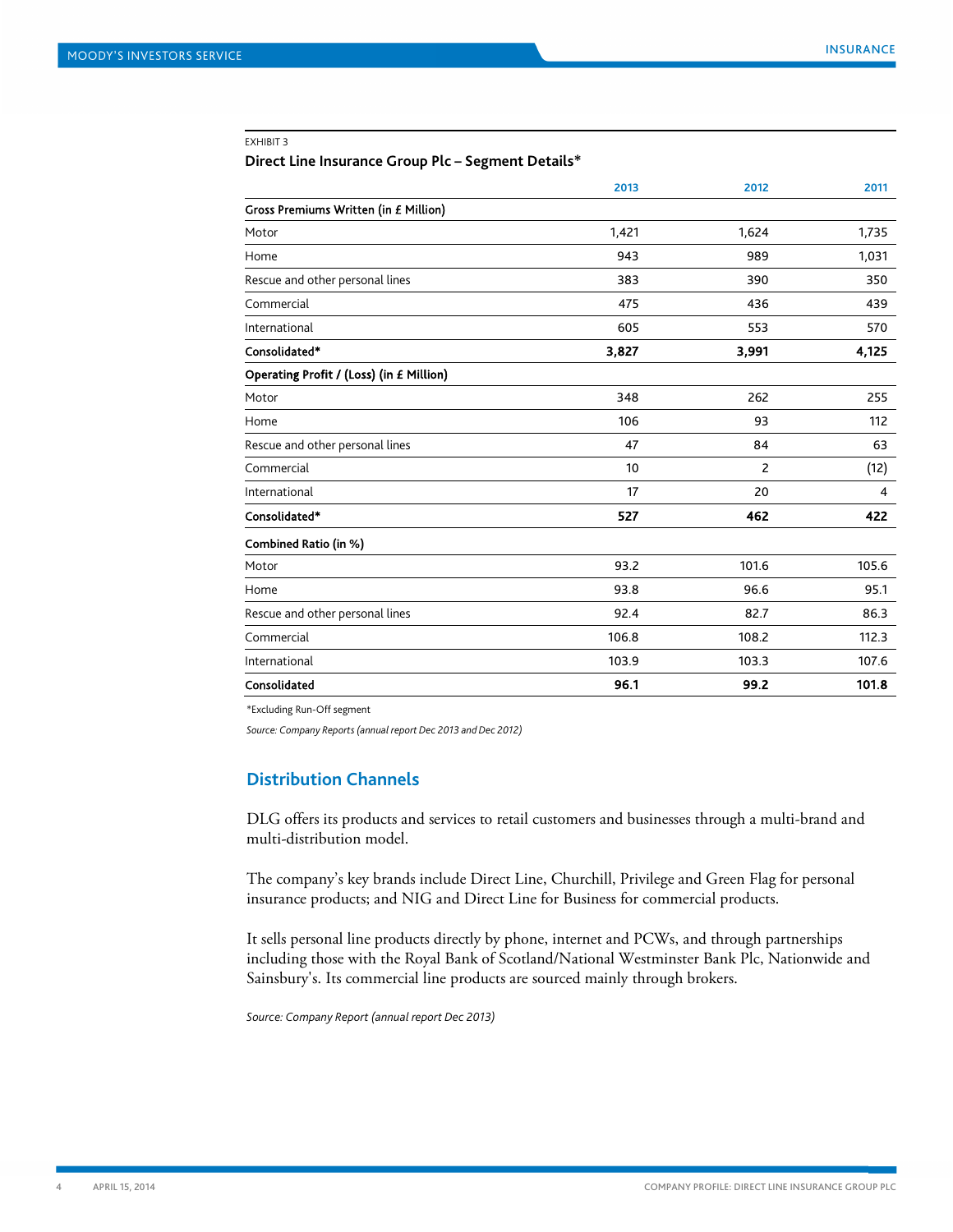EXHIBIT 3

**Direct Line Insurance Group Plc – Segment Details***

| | 2013 | 2012 | 2011 |
|---|---|---|---|
| **Gross Premiums Written (in £ Million)** | | | |
| Motor | 1,421 | 1,624 | 1,735 |
| Home | 943 | 989 | 1,031 |
| Rescue and other personal lines | 383 | 390 | 350 |
| Commercial | 475 | 436 | 439 |
| International | 605 | 553 | 570 |
| **Consolidated*** | **3,827** | **3,991** | **4,125** |
| **Operating Profit / (Loss) (in £ Million)** | | | |
| Motor | 348 | 262 | 255 |
| Home | 106 | 93 | 112 |
| Rescue and other personal lines | 47 | 84 | 63 |
| Commercial | 10 | 2 | (12) |
| International | 17 | 20 | 4 |
| **Consolidated*** | **527** | **462** | **422** |
| **Combined Ratio (in %)** | | | |
| Motor | 93.2 | 101.6 | 105.6 |
| Home | 93.8 | 96.6 | 95.1 |
| Rescue and other personal lines | 92.4 | 82.7 | 86.3 |
| Commercial | 106.8 | 108.2 | 112.3 |
| International | 103.9 | 103.3 | 107.6 |
| **Consolidated** | **96.1** | **99.2** | **101.8** |

*Excluding Run-Off segment

*Source: Company Reports (annual report Dec 2013 and Dec 2012)*

## Distribution Channels

DLG offers its products and services to retail customers and businesses through a multi-brand and multi-distribution model.

The company's key brands include Direct Line, Churchill, Privilege and Green Flag for personal insurance products; and NIG and Direct Line for Business for commercial products.

It sells personal line products directly by phone, internet and PCWs, and through partnerships including those with the Royal Bank of Scotland/National Westminster Bank Plc, Nationwide and Sainsbury's. Its commercial line products are sourced mainly through brokers.

*Source: Company Report (annual report Dec 2013)*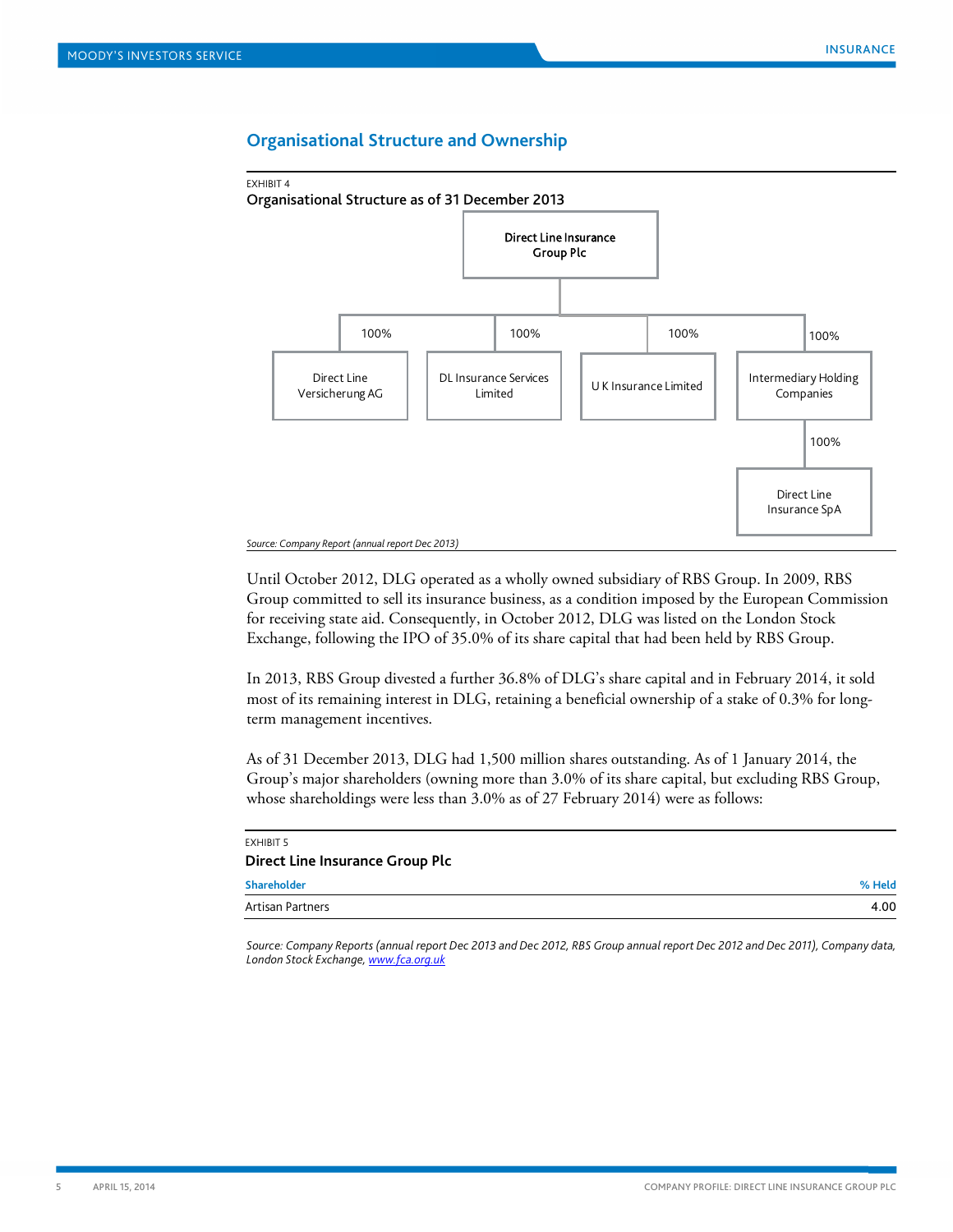## Organisational Structure and Ownership

EXHIBIT 4

**Organisational Structure as of 31 December 2013**

- **Direct Line Insurance Group Plc**
  - 100% — Direct Line Versicherung AG
  - 100% — DL Insurance Services Limited
  - 100% — U K Insurance Limited
  - 100% — Intermediary Holding Companies
    - 100% — Direct Line Insurance SpA

*Source: Company Report (annual report Dec 2013)*

Until October 2012, DLG operated as a wholly owned subsidiary of RBS Group. In 2009, RBS Group committed to sell its insurance business, as a condition imposed by the European Commission for receiving state aid. Consequently, in October 2012, DLG was listed on the London Stock Exchange, following the IPO of 35.0% of its share capital that had been held by RBS Group.

In 2013, RBS Group divested a further 36.8% of DLG's share capital and in February 2014, it sold most of its remaining interest in DLG, retaining a beneficial ownership of a stake of 0.3% for long-term management incentives.

As of 31 December 2013, DLG had 1,500 million shares outstanding. As of 1 January 2014, the Group's major shareholders (owning more than 3.0% of its share capital, but excluding RBS Group, whose shareholdings were less than 3.0% as of 27 February 2014) were as follows:

EXHIBIT 5

**Direct Line Insurance Group Plc**

| Shareholder | % Held |
|---|---|
| Artisan Partners | 4.00 |

*Source: Company Reports (annual report Dec 2013 and Dec 2012, RBS Group annual report Dec 2012 and Dec 2011), Company data, London Stock Exchange, www.fca.org.uk*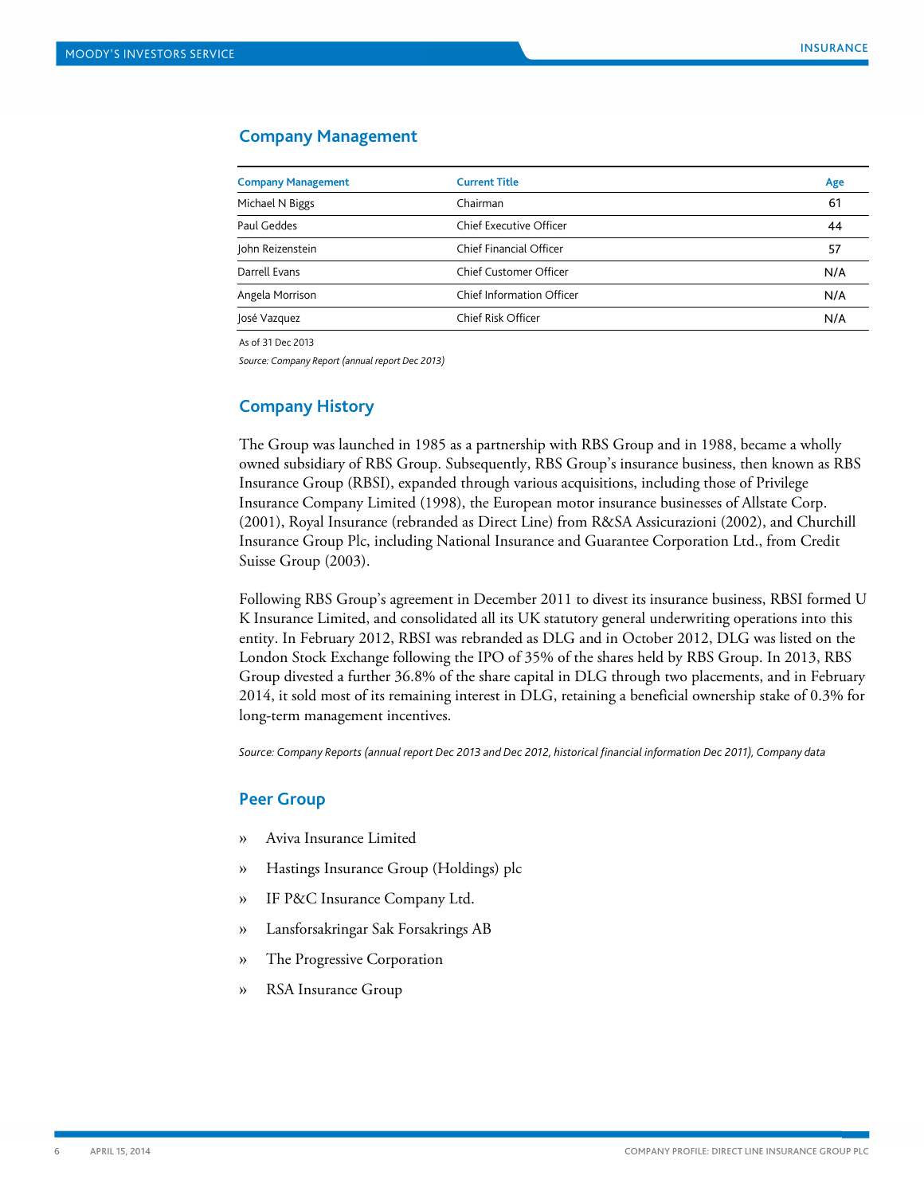## Company Management

| Company Management | Current Title | Age |
|---|---|---|
| Michael N Biggs | Chairman | 61 |
| Paul Geddes | Chief Executive Officer | 44 |
| John Reizenstein | Chief Financial Officer | 57 |
| Darrell Evans | Chief Customer Officer | N/A |
| Angela Morrison | Chief Information Officer | N/A |
| José Vazquez | Chief Risk Officer | N/A |

As of 31 Dec 2013

*Source: Company Report (annual report Dec 2013)*

## Company History

The Group was launched in 1985 as a partnership with RBS Group and in 1988, became a wholly owned subsidiary of RBS Group. Subsequently, RBS Group's insurance business, then known as RBS Insurance Group (RBSI), expanded through various acquisitions, including those of Privilege Insurance Company Limited (1998), the European motor insurance businesses of Allstate Corp. (2001), Royal Insurance (rebranded as Direct Line) from R&SA Assicurazioni (2002), and Churchill Insurance Group Plc, including National Insurance and Guarantee Corporation Ltd., from Credit Suisse Group (2003).

Following RBS Group's agreement in December 2011 to divest its insurance business, RBSI formed U K Insurance Limited, and consolidated all its UK statutory general underwriting operations into this entity. In February 2012, RBSI was rebranded as DLG and in October 2012, DLG was listed on the London Stock Exchange following the IPO of 35% of the shares held by RBS Group. In 2013, RBS Group divested a further 36.8% of the share capital in DLG through two placements, and in February 2014, it sold most of its remaining interest in DLG, retaining a beneficial ownership stake of 0.3% for long-term management incentives.

*Source: Company Reports (annual report Dec 2013 and Dec 2012, historical financial information Dec 2011), Company data*

## Peer Group

- Aviva Insurance Limited
- Hastings Insurance Group (Holdings) plc
- IF P&C Insurance Company Ltd.
- Lansforsakringar Sak Forsakrings AB
- The Progressive Corporation
- RSA Insurance Group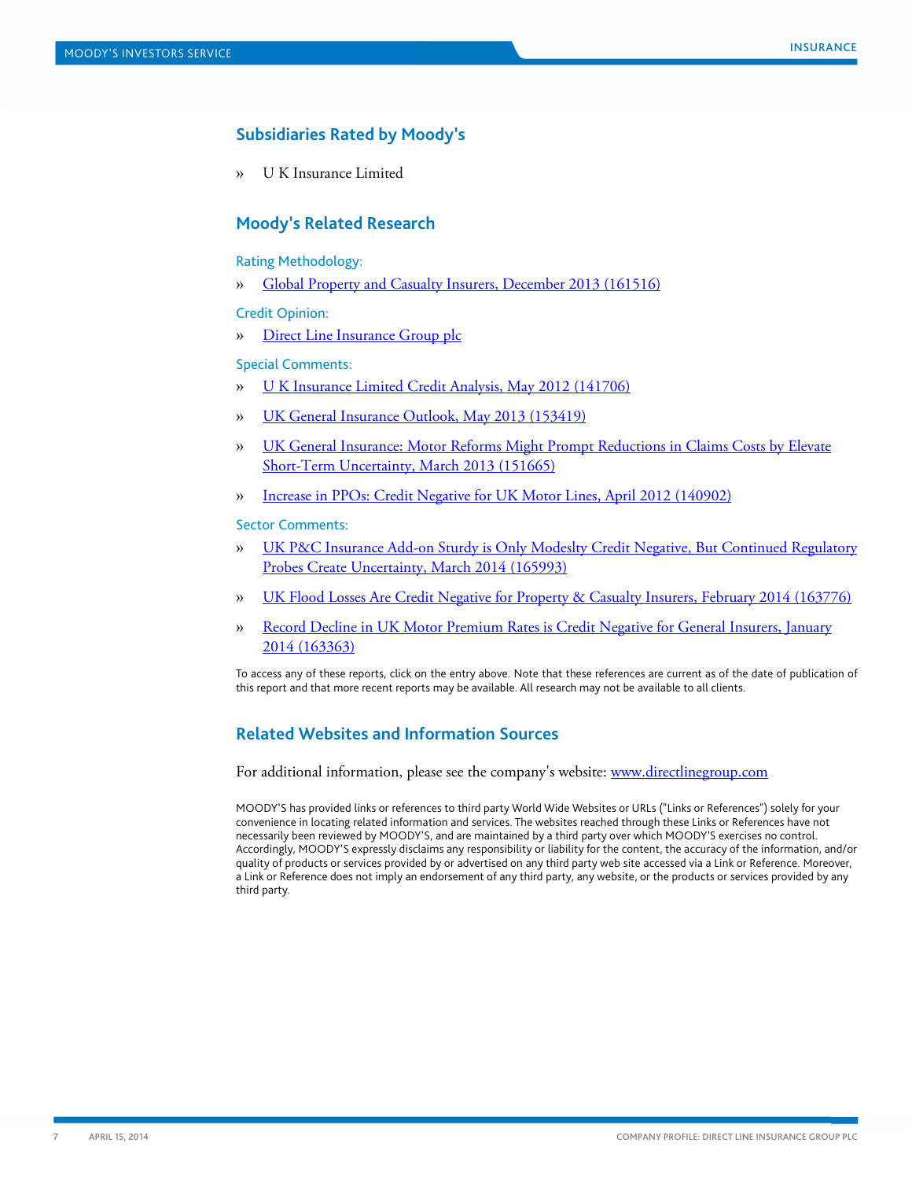## Subsidiaries Rated by Moody's

- U K Insurance Limited

## Moody's Related Research

### Rating Methodology:

- Global Property and Casualty Insurers, December 2013 (161516)

### Credit Opinion:

- Direct Line Insurance Group plc

### Special Comments:

- U K Insurance Limited Credit Analysis, May 2012 (141706)
- UK General Insurance Outlook, May 2013 (153419)
- UK General Insurance: Motor Reforms Might Prompt Reductions in Claims Costs by Elevate Short-Term Uncertainty, March 2013 (151665)
- Increase in PPOs: Credit Negative for UK Motor Lines, April 2012 (140902)

### Sector Comments:

- UK P&C Insurance Add-on Sturdy is Only Modeslty Credit Negative, But Continued Regulatory Probes Create Uncertainty, March 2014 (165993)
- UK Flood Losses Are Credit Negative for Property & Casualty Insurers, February 2014 (163776)
- Record Decline in UK Motor Premium Rates is Credit Negative for General Insurers, January 2014 (163363)

To access any of these reports, click on the entry above. Note that these references are current as of the date of publication of this report and that more recent reports may be available. All research may not be available to all clients.

## Related Websites and Information Sources

For additional information, please see the company's website: www.directlinegroup.com

MOODY'S has provided links or references to third party World Wide Websites or URLs ("Links or References") solely for your convenience in locating related information and services. The websites reached through these Links or References have not necessarily been reviewed by MOODY'S, and are maintained by a third party over which MOODY'S exercises no control. Accordingly, MOODY'S expressly disclaims any responsibility or liability for the content, the accuracy of the information, and/or quality of products or services provided by or advertised on any third party web site accessed via a Link or Reference. Moreover, a Link or Reference does not imply an endorsement of any third party, any website, or the products or services provided by any third party.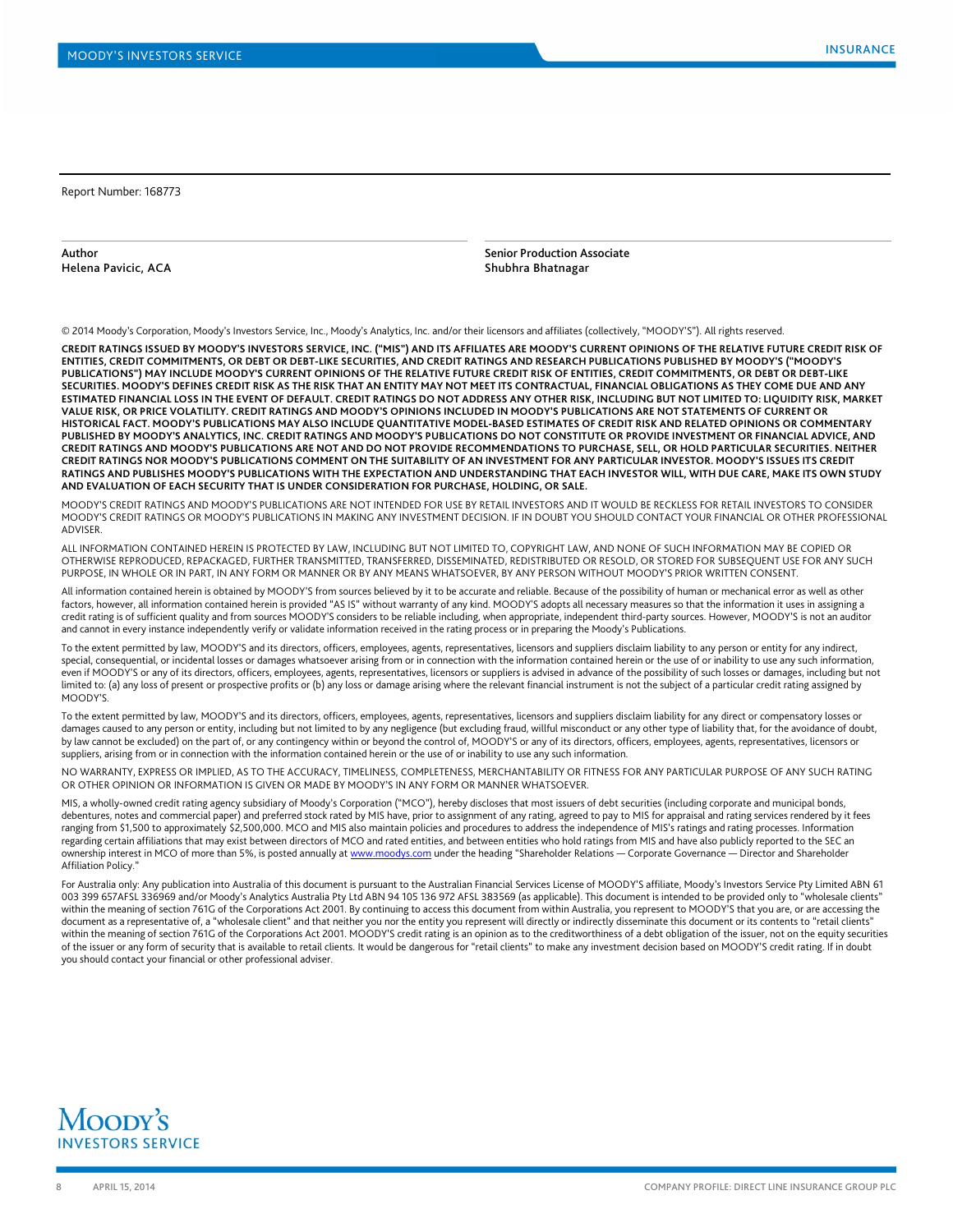Report Number: 168773

Author
Helena Pavicic, ACA

Senior Production Associate
Shubhra Bhatnagar

© 2014 Moody's Corporation, Moody's Investors Service, Inc., Moody's Analytics, Inc. and/or their licensors and affiliates (collectively, "MOODY'S"). All rights reserved.

**CREDIT RATINGS ISSUED BY MOODY'S INVESTORS SERVICE, INC. ("MIS") AND ITS AFFILIATES ARE MOODY'S CURRENT OPINIONS OF THE RELATIVE FUTURE CREDIT RISK OF ENTITIES, CREDIT COMMITMENTS, OR DEBT OR DEBT-LIKE SECURITIES, AND CREDIT RATINGS AND RESEARCH PUBLICATIONS PUBLISHED BY MOODY'S ("MOODY'S PUBLICATIONS") MAY INCLUDE MOODY'S CURRENT OPINIONS OF THE RELATIVE FUTURE CREDIT RISK OF ENTITIES, CREDIT COMMITMENTS, OR DEBT OR DEBT-LIKE SECURITIES. MOODY'S DEFINES CREDIT RISK AS THE RISK THAT AN ENTITY MAY NOT MEET ITS CONTRACTUAL, FINANCIAL OBLIGATIONS AS THEY COME DUE AND ANY ESTIMATED FINANCIAL LOSS IN THE EVENT OF DEFAULT. CREDIT RATINGS DO NOT ADDRESS ANY OTHER RISK, INCLUDING BUT NOT LIMITED TO: LIQUIDITY RISK, MARKET VALUE RISK, OR PRICE VOLATILITY. CREDIT RATINGS AND MOODY'S OPINIONS INCLUDED IN MOODY'S PUBLICATIONS ARE NOT STATEMENTS OF CURRENT OR HISTORICAL FACT. MOODY'S PUBLICATIONS MAY ALSO INCLUDE QUANTITATIVE MODEL-BASED ESTIMATES OF CREDIT RISK AND RELATED OPINIONS OR COMMENTARY PUBLISHED BY MOODY'S ANALYTICS, INC. CREDIT RATINGS AND MOODY'S PUBLICATIONS DO NOT CONSTITUTE OR PROVIDE INVESTMENT OR FINANCIAL ADVICE, AND CREDIT RATINGS AND MOODY'S PUBLICATIONS ARE NOT AND DO NOT PROVIDE RECOMMENDATIONS TO PURCHASE, SELL, OR HOLD PARTICULAR SECURITIES. NEITHER CREDIT RATINGS NOR MOODY'S PUBLICATIONS COMMENT ON THE SUITABILITY OF AN INVESTMENT FOR ANY PARTICULAR INVESTOR. MOODY'S ISSUES ITS CREDIT RATINGS AND PUBLISHES MOODY'S PUBLICATIONS WITH THE EXPECTATION AND UNDERSTANDING THAT EACH INVESTOR WILL, WITH DUE CARE, MAKE ITS OWN STUDY AND EVALUATION OF EACH SECURITY THAT IS UNDER CONSIDERATION FOR PURCHASE, HOLDING, OR SALE.**

MOODY'S CREDIT RATINGS AND MOODY'S PUBLICATIONS ARE NOT INTENDED FOR USE BY RETAIL INVESTORS AND IT WOULD BE RECKLESS FOR RETAIL INVESTORS TO CONSIDER MOODY'S CREDIT RATINGS OR MOODY'S PUBLICATIONS IN MAKING ANY INVESTMENT DECISION. IF IN DOUBT YOU SHOULD CONTACT YOUR FINANCIAL OR OTHER PROFESSIONAL ADVISER.

ALL INFORMATION CONTAINED HEREIN IS PROTECTED BY LAW, INCLUDING BUT NOT LIMITED TO, COPYRIGHT LAW, AND NONE OF SUCH INFORMATION MAY BE COPIED OR OTHERWISE REPRODUCED, REPACKAGED, FURTHER TRANSMITTED, TRANSFERRED, DISSEMINATED, REDISTRIBUTED OR RESOLD, OR STORED FOR SUBSEQUENT USE FOR ANY SUCH PURPOSE, IN WHOLE OR IN PART, IN ANY FORM OR MANNER OR BY ANY MEANS WHATSOEVER, BY ANY PERSON WITHOUT MOODY'S PRIOR WRITTEN CONSENT.

All information contained herein is obtained by MOODY'S from sources believed by it to be accurate and reliable. Because of the possibility of human or mechanical error as well as other factors, however, all information contained herein is provided "AS IS" without warranty of any kind. MOODY'S adopts all necessary measures so that the information it uses in assigning a credit rating is of sufficient quality and from sources MOODY'S considers to be reliable including, when appropriate, independent third-party sources. However, MOODY'S is not an auditor and cannot in every instance independently verify or validate information received in the rating process or in preparing the Moody's Publications.

To the extent permitted by law, MOODY'S and its directors, officers, employees, agents, representatives, licensors and suppliers disclaim liability to any person or entity for any indirect, special, consequential, or incidental losses or damages whatsoever arising from or in connection with the information contained herein or the use of or inability to use any such information, even if MOODY'S or any of its directors, officers, employees, agents, representatives, licensors or suppliers is advised in advance of the possibility of such losses or damages, including but not limited to: (a) any loss of present or prospective profits or (b) any loss or damage arising where the relevant financial instrument is not the subject of a particular credit rating assigned by MOODY'S.

To the extent permitted by law, MOODY'S and its directors, officers, employees, agents, representatives, licensors and suppliers disclaim liability for any direct or compensatory losses or damages caused to any person or entity, including but not limited to by any negligence (but excluding fraud, willful misconduct or any other type of liability that, for the avoidance of doubt, by law cannot be excluded) on the part of, or any contingency within or beyond the control of, MOODY'S or any of its directors, officers, employees, agents, representatives, licensors or suppliers, arising from or in connection with the information contained herein or the use of or inability to use any such information.

NO WARRANTY, EXPRESS OR IMPLIED, AS TO THE ACCURACY, TIMELINESS, COMPLETENESS, MERCHANTABILITY OR FITNESS FOR ANY PARTICULAR PURPOSE OF ANY SUCH RATING OR OTHER OPINION OR INFORMATION IS GIVEN OR MADE BY MOODY'S IN ANY FORM OR MANNER WHATSOEVER.

MIS, a wholly-owned credit rating agency subsidiary of Moody's Corporation ("MCO"), hereby discloses that most issuers of debt securities (including corporate and municipal bonds, debentures, notes and commercial paper) and preferred stock rated by MIS have, prior to assignment of any rating, agreed to pay to MIS for appraisal and rating services rendered by it fees ranging from $1,500 to approximately $2,500,000. MCO and MIS also maintain policies and procedures to address the independence of MIS's ratings and rating processes. Information regarding certain affiliations that may exist between directors of MCO and rated entities, and between entities who hold ratings from MIS and have also publicly reported to the SEC an ownership interest in MCO of more than 5%, is posted annually at www.moodys.com under the heading "Shareholder Relations — Corporate Governance — Director and Shareholder Affiliation Policy."

For Australia only: Any publication into Australia of this document is pursuant to the Australian Financial Services License of MOODY'S affiliate, Moody's Investors Service Pty Limited ABN 61 003 399 657AFSL 336969 and/or Moody's Analytics Australia Pty Ltd ABN 94 105 136 972 AFSL 383569 (as applicable). This document is intended to be provided only to "wholesale clients" within the meaning of section 761G of the Corporations Act 2001. By continuing to access this document from within Australia, you represent to MOODY'S that you are, or are accessing the document as a representative of, a "wholesale client" and that neither you nor the entity you represent will directly or indirectly disseminate this document or its contents to "retail clients" within the meaning of section 761G of the Corporations Act 2001. MOODY'S credit rating is an opinion as to the creditworthiness of a debt obligation of the issuer, not on the equity securities of the issuer or any form of security that is available to retail clients. It would be dangerous for "retail clients" to make any investment decision based on MOODY'S credit rating. If in doubt you should contact your financial or other professional adviser.

Moody's
INVESTORS SERVICE